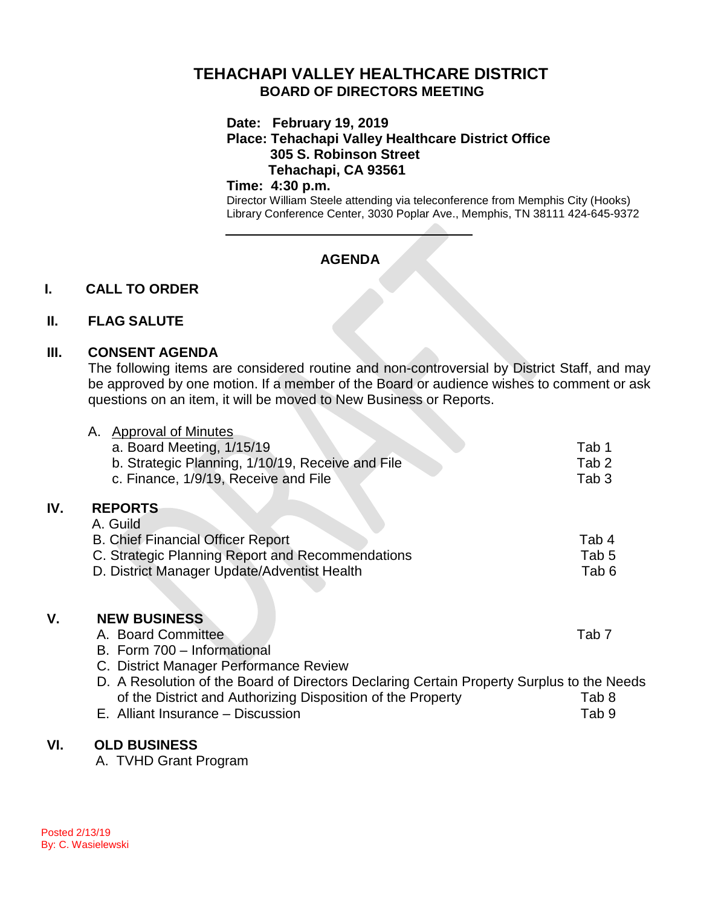# TEHACHAPI VALLEY HEALTHCARE DISTRICT

## BOARD OF DIRECTORS MEETING

**Date: February 19, 2019**
**Place: Tehachapi Valley Healthcare District Office**
**305 S. Robinson Street**
**Tehachapi, CA 93561**
**Time: 4:30 p.m.**

Director William Steele attending via teleconference from Memphis City (Hooks) Library Conference Center, 3030 Poplar Ave., Memphis, TN 38111 424-645-9372

---

## AGENDA

### I. CALL TO ORDER

### II. FLAG SALUTE

### III. CONSENT AGENDA

The following items are considered routine and non-controversial by District Staff, and may be approved by one motion. If a member of the Board or audience wishes to comment or ask questions on an item, it will be moved to New Business or Reports.

A. Approval of Minutes

| | |
|---|---|
| a. Board Meeting, 1/15/19 | Tab 1 |
| b. Strategic Planning, 1/10/19, Receive and File | Tab 2 |
| c. Finance, 1/9/19, Receive and File | Tab 3 |

### IV. REPORTS

| | |
|---|---|
| A. Guild | |
| B. Chief Financial Officer Report | Tab 4 |
| C. Strategic Planning Report and Recommendations | Tab 5 |
| D. District Manager Update/Adventist Health | Tab 6 |

### V. NEW BUSINESS

| | |
|---|---|
| A. Board Committee | Tab 7 |
| B. Form 700 – Informational | |
| C. District Manager Performance Review | |
| D. A Resolution of the Board of Directors Declaring Certain Property Surplus to the Needs of the District and Authorizing Disposition of the Property | Tab 8 |
| E. Alliant Insurance – Discussion | Tab 9 |

### VI. OLD BUSINESS

A. TVHD Grant Program

Posted 2/13/19
By: C. Wasielewski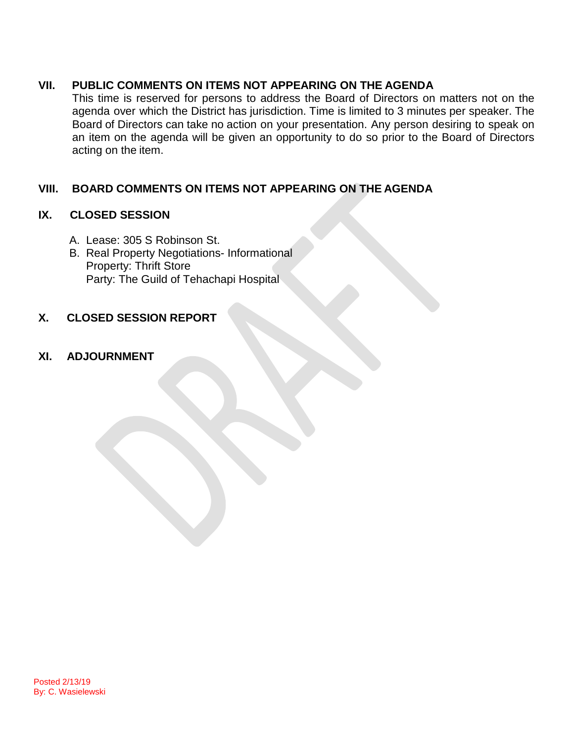## VII. PUBLIC COMMENTS ON ITEMS NOT APPEARING ON THE AGENDA

This time is reserved for persons to address the Board of Directors on matters not on the agenda over which the District has jurisdiction. Time is limited to 3 minutes per speaker. The Board of Directors can take no action on your presentation. Any person desiring to speak on an item on the agenda will be given an opportunity to do so prior to the Board of Directors acting on the item.

## VIII. BOARD COMMENTS ON ITEMS NOT APPEARING ON THE AGENDA

## IX. CLOSED SESSION

A. Lease: 305 S Robinson St.

B. Real Property Negotiations- Informational
Property: Thrift Store
Party: The Guild of Tehachapi Hospital

## X. CLOSED SESSION REPORT

## XI. ADJOURNMENT

Posted 2/13/19
By: C. Wasielewski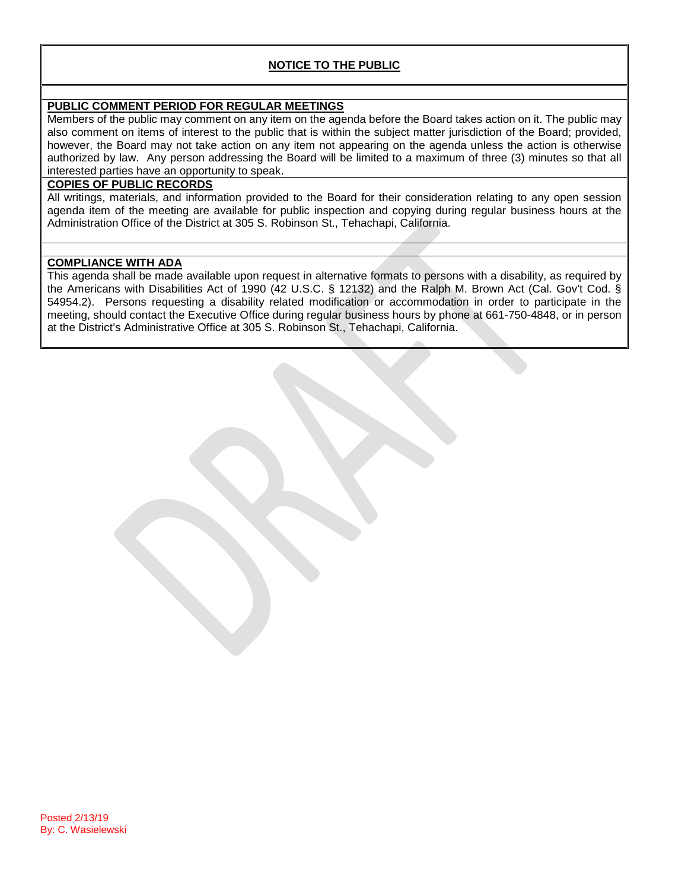## NOTICE TO THE PUBLIC

**PUBLIC COMMENT PERIOD FOR REGULAR MEETINGS**

Members of the public may comment on any item on the agenda before the Board takes action on it. The public may also comment on items of interest to the public that is within the subject matter jurisdiction of the Board; provided, however, the Board may not take action on any item not appearing on the agenda unless the action is otherwise authorized by law. Any person addressing the Board will be limited to a maximum of three (3) minutes so that all interested parties have an opportunity to speak.

**COPIES OF PUBLIC RECORDS**

All writings, materials, and information provided to the Board for their consideration relating to any open session agenda item of the meeting are available for public inspection and copying during regular business hours at the Administration Office of the District at 305 S. Robinson St., Tehachapi, California.

**COMPLIANCE WITH ADA**

This agenda shall be made available upon request in alternative formats to persons with a disability, as required by the Americans with Disabilities Act of 1990 (42 U.S.C. § 12132) and the Ralph M. Brown Act (Cal. Gov't Cod. § 54954.2). Persons requesting a disability related modification or accommodation in order to participate in the meeting, should contact the Executive Office during regular business hours by phone at 661-750-4848, or in person at the District's Administrative Office at 305 S. Robinson St., Tehachapi, California.

Posted 2/13/19
By: C. Wasielewski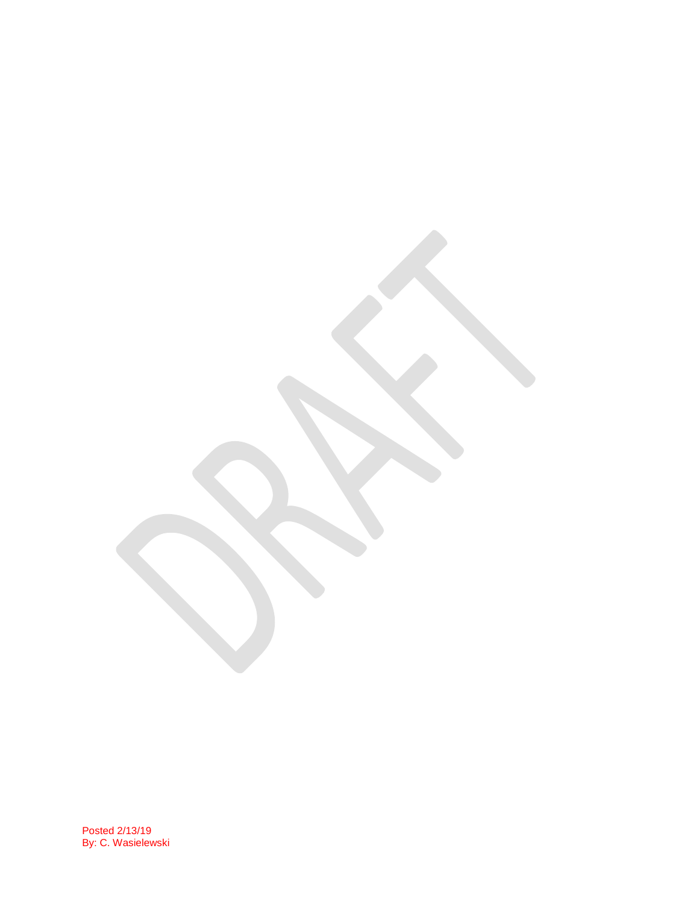Posted 2/13/19
By: C. Wasielewski